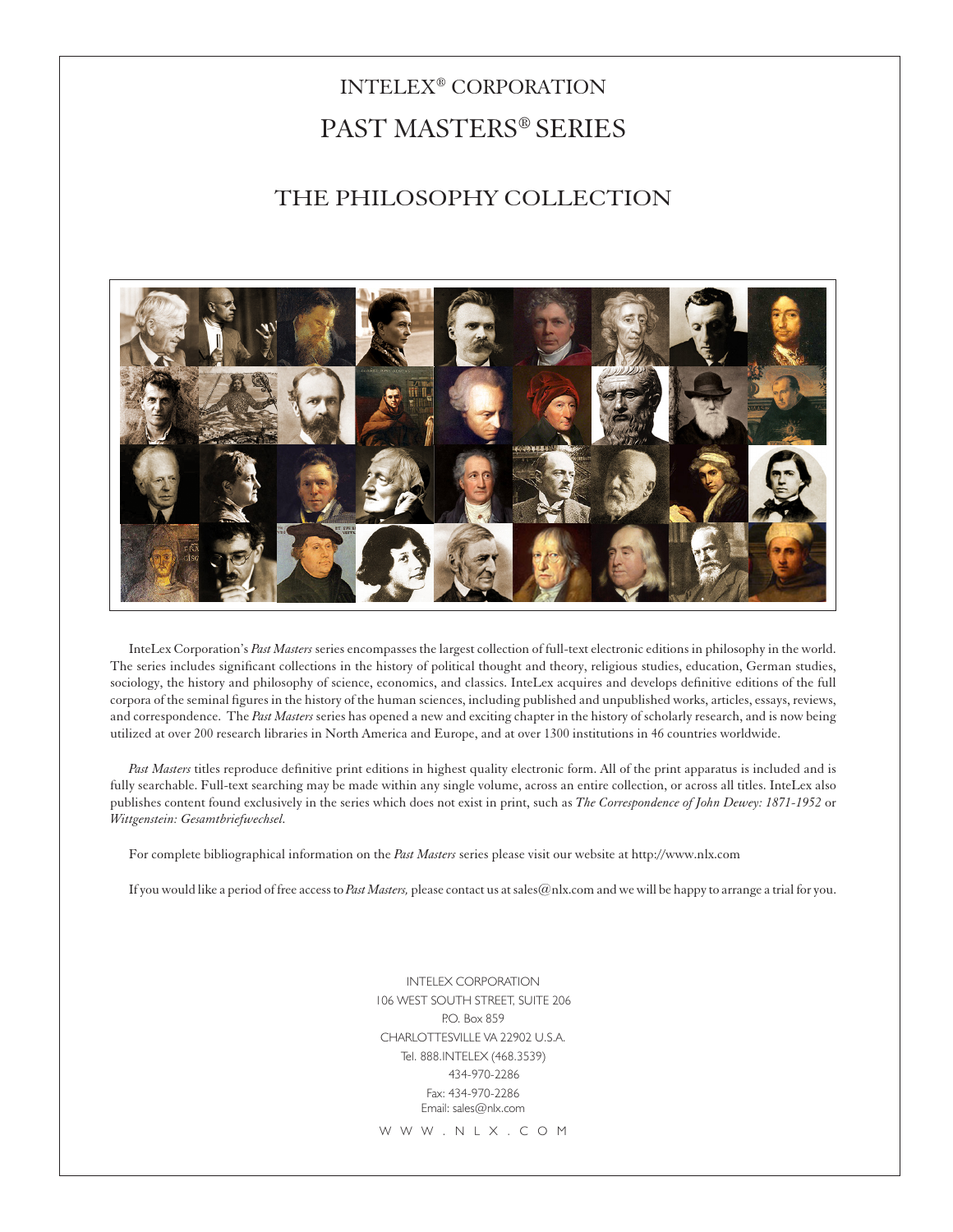# INTELEX® CORPORATION

# PAST MASTERS® SERIES

## THE PHILOSOPHY COLLECTION

InteLex Corporation's *Past Masters* series encompasses the largest collection of full-text electronic editions in philosophy in the world. The series includes significant collections in the history of political thought and theory, religious studies, education, German studies, sociology, the history and philosophy of science, economics, and classics. InteLex acquires and develops definitive editions of the full corpora of the seminal figures in the history of the human sciences, including published and unpublished works, articles, essays, reviews, and correspondence. The *Past Masters* series has opened a new and exciting chapter in the history of scholarly research, and is now being utilized at over 200 research libraries in North America and Europe, and at over 1300 institutions in 46 countries worldwide.

*Past Masters* titles reproduce definitive print editions in highest quality electronic form. All of the print apparatus is included and is fully searchable. Full-text searching may be made within any single volume, across an entire collection, or across all titles. InteLex also publishes content found exclusively in the series which does not exist in print, such as *The Correspondence of John Dewey: 1871-1952* or *Wittgenstein: Gesamtbriefwechsel.*

For complete bibliographical information on the *Past Masters* series please visit our website at http://www.nlx.com

If you would like a period of free access to *Past Masters,* please contact us at sales@nlx.com and we will be happy to arrange a trial for you.

INTELEX CORPORATION
106 WEST SOUTH STREET, SUITE 206
P.O. Box 859
CHARLOTTESVILLE VA 22902 U.S.A.
Tel. 888.INTELEX (468.3539)
434-970-2286
Fax: 434-970-2286
Email: sales@nlx.com

W W W . N L X . C O M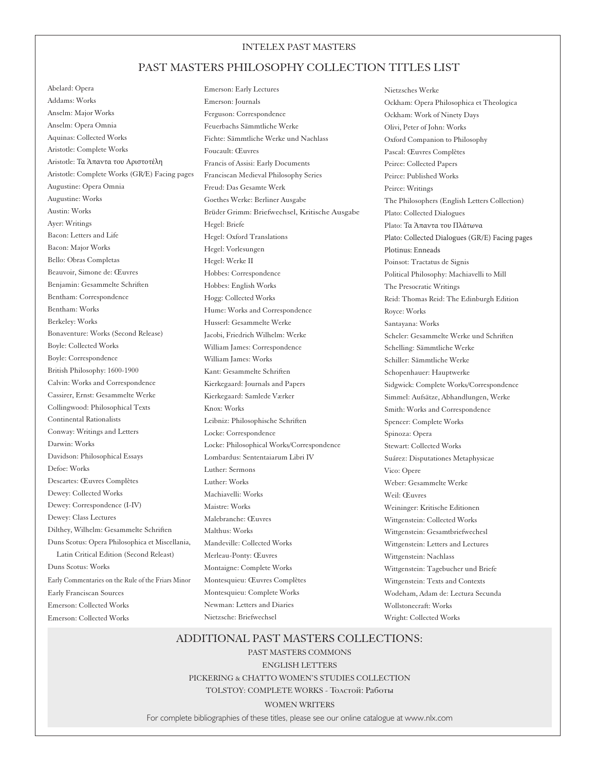INTELEX PAST MASTERS

# PAST MASTERS PHILOSOPHY COLLECTION TITLES LIST

Abelard: Opera
Addams: Works
Anselm: Major Works
Anselm: Opera Omnia
Aquinas: Collected Works
Aristotle: Complete Works
Aristotle: Τα Άπαντα του Αριστοτέλη
Aristotle: Complete Works (GR/E) Facing pages
Augustine: Opera Omnia
Augustine: Works
Austin: Works
Ayer: Writings
Bacon: Letters and Life
Bacon: Major Works
Bello: Obras Completas
Beauvoir, Simone de: Œuvres
Benjamin: Gesammelte Schriften
Bentham: Correspondence
Bentham: Works
Berkeley: Works
Bonaventure: Works (Second Release)
Boyle: Collected Works
Boyle: Correspondence
British Philosophy: 1600-1900
Calvin: Works and Correspondence
Cassirer, Ernst: Gesammelte Werke
Collingwood: Philosophical Texts
Continental Rationalists
Conway: Writings and Letters
Darwin: Works
Davidson: Philosophical Essays
Defoe: Works
Descartes: Œuvres Complètes
Dewey: Collected Works
Dewey: Correspondence (I-IV)
Dewey: Class Lectures
Dilthey, Wilhelm: Gesammelte Schriften
Duns Scotus: Opera Philosophica et Miscellania, Latin Critical Edition (Second Releast)
Duns Scotus: Works
Early Commentaries on the Rule of the Friars Minor
Early Franciscan Sources
Emerson: Collected Works
Emerson: Collected Works
Emerson: Early Lectures
Emerson: Journals
Ferguson: Correspondence
Feuerbachs Sämmtliche Werke
Fichte: Sämmtliche Werke und Nachlass
Foucault: Œuvres
Francis of Assisi: Early Documents
Franciscan Medieval Philosophy Series
Freud: Das Gesamte Werk
Goethes Werke: Berliner Ausgabe
Brüder Grimm: Briefwechsel, Kritische Ausgabe
Hegel: Briefe
Hegel: Oxford Translations
Hegel: Vorlesungen
Hegel: Werke II
Hobbes: Correspondence
Hobbes: English Works
Hogg: Collected Works
Hume: Works and Correspondence
Husserl: Gesammelte Werke
Jacobi, Friedrich Wilhelm: Werke
William James: Correspondence
William James: Works
Kant: Gesammelte Schriften
Kierkegaard: Journals and Papers
Kierkegaard: Samlede Værker
Knox: Works
Leibniz: Philosophische Schriften
Locke: Correspondence
Locke: Philosophical Works/Correspondence
Lombardus: Sententaiarum Libri IV
Luther: Sermons
Luther: Works
Machiavelli: Works
Maistre: Works
Malebranche: Œuvres
Malthus: Works
Mandeville: Collected Works
Merleau-Ponty: Œuvres
Montaigne: Complete Works
Montesquieu: Œuvres Complètes
Montesquieu: Complete Works
Newman: Letters and Diaries
Nietzsche: Briefwechsel
Nietzsches Werke
Ockham: Opera Philosophica et Theologica
Ockham: Work of Ninety Days
Olivi, Peter of John: Works
Oxford Companion to Philosophy
Pascal: Œuvres Complètes
Peirce: Collected Papers
Peirce: Published Works
Peirce: Writings
The Philosophers (English Letters Collection)
Plato: Collected Dialogues
Plato: Τα Άπαντα του Πλάτωνα
Plato: Collected Dialogues (GR/E) Facing pages
Plotinus: Enneads
Poinsot: Tractatus de Signis
Political Philosophy: Machiavelli to Mill
The Presocratic Writings
Reid: Thomas Reid: The Edinburgh Edition
Royce: Works
Santayana: Works
Scheler: Gesammelte Werke und Schriften
Schelling: Sämmtliche Werke
Schiller: Sämmtliche Werke
Schopenhauer: Hauptwerke
Sidgwick: Complete Works/Correspondence
Simmel: Aufsätze, Abhandlungen, Werke
Smith: Works and Correspondence
Spencer: Complete Works
Spinoza: Opera
Stewart: Collected Works
Suárez: Disputationes Metaphysicae
Vico: Opere
Weber: Gesammelte Werke
Weil: Œuvres
Weininger: Kritische Editionen
Wittgenstein: Collected Works
Wittgenstein: Gesamtbriefwechesl
Wittgenstein: Letters and Lectures
Wittgenstein: Nachlass
Wittgenstein: Tagebucher und Briefe
Wittgenstein: Texts and Contexts
Wodeham, Adam de: Lectura Secunda
Wollstonecraft: Works
Wright: Collected Works

## ADDITIONAL PAST MASTERS COLLECTIONS:

PAST MASTERS COMMONS
ENGLISH LETTERS
PICKERING & CHATTO WOMEN'S STUDIES COLLECTION
TOLSTOY: COMPLETE WORKS - Толстой: Работы
WOMEN WRITERS

For complete bibliographies of these titles, please see our online catalogue at www.nlx.com